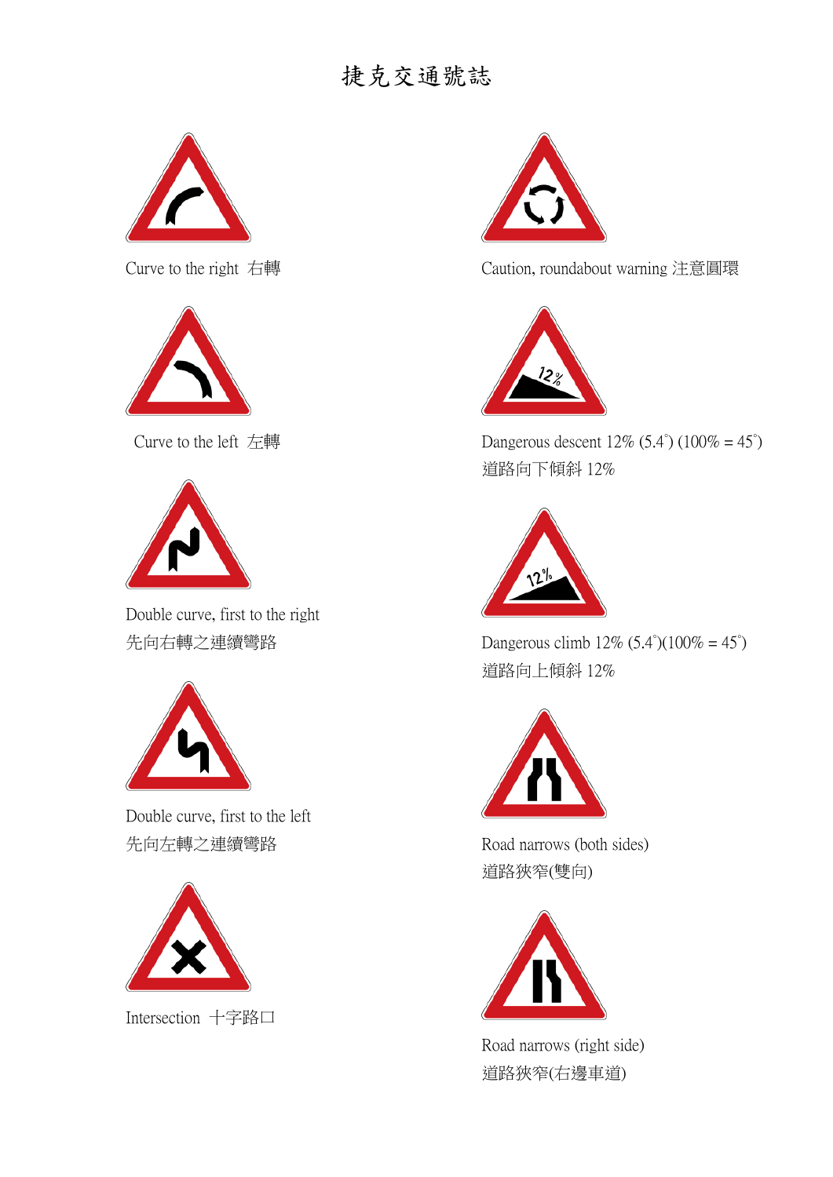# 捷克交通號誌

Curve to the right 右轉

Caution, roundabout warning 注意圓環

Curve to the left 左轉

Dangerous descent 12% (5.4˚) (100% = 45˚)
道路向下傾斜 12%

Double curve, first to the right
先向右轉之連續彎路

Dangerous climb 12% (5.4˚)(100% = 45˚)
道路向上傾斜 12%

Double curve, first to the left
先向左轉之連續彎路

Road narrows (both sides)
道路狹窄(雙向)

Intersection 十字路口

Road narrows (right side)
道路狹窄(右邊車道)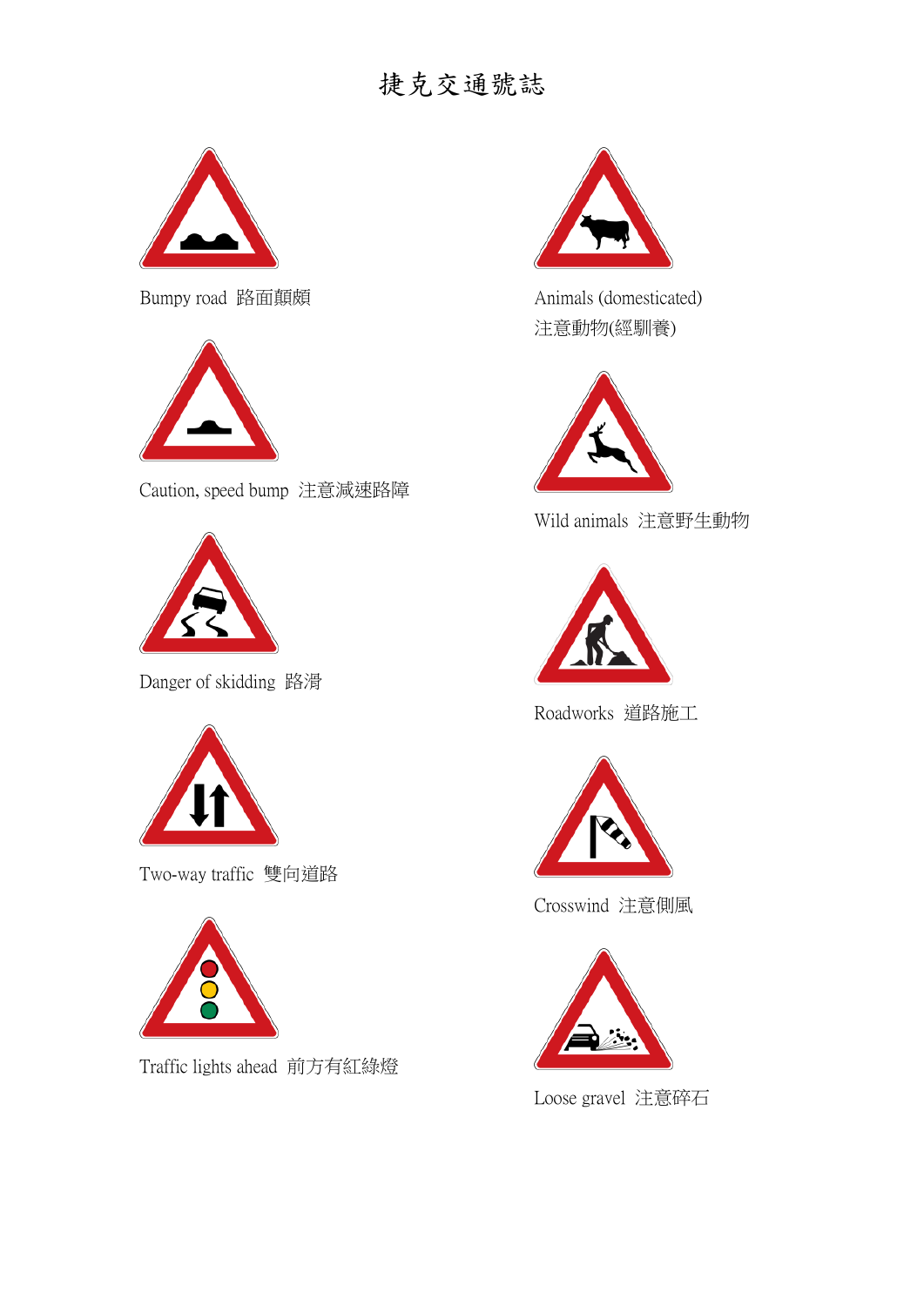# 捷克交通號誌

Bumpy road 路面顛頗

Caution, speed bump 注意減速路障

Danger of skidding 路滑

Two-way traffic 雙向道路

Traffic lights ahead 前方有紅綠燈

Animals (domesticated)
注意動物(經馴養)

Wild animals 注意野生動物

Roadworks 道路施工

Crosswind 注意側風

Loose gravel 注意碎石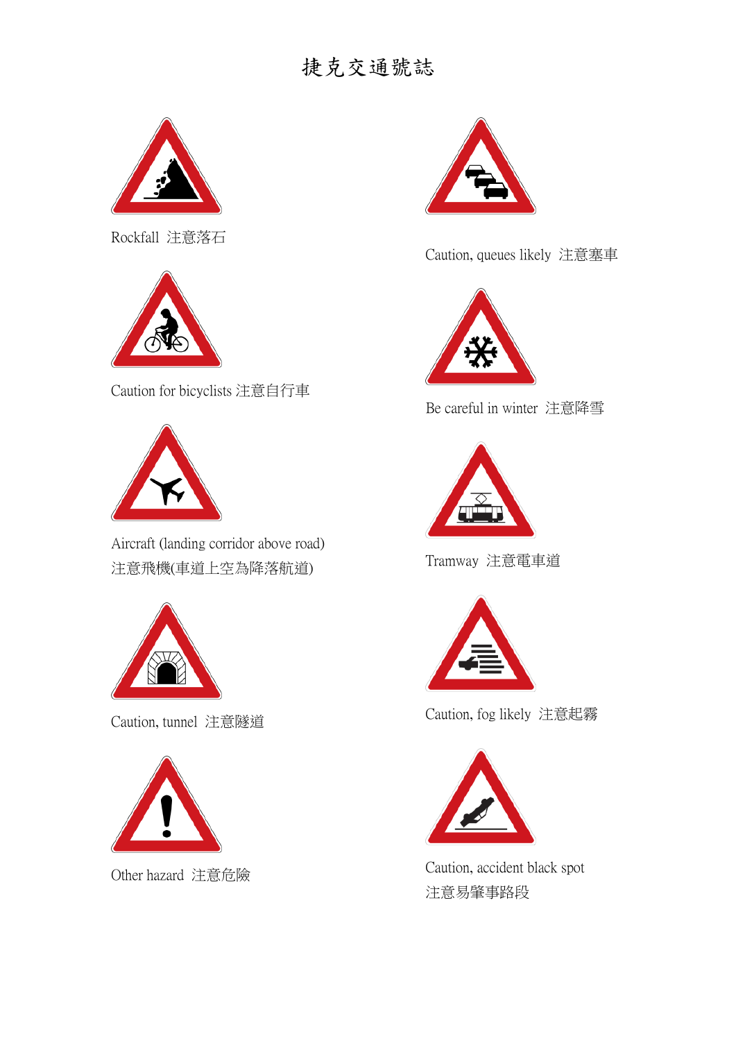# 捷克交通號誌

Rockfall 注意落石

Caution, queues likely 注意塞車

Caution for bicyclists 注意自行車

Be careful in winter 注意降雪

Aircraft (landing corridor above road)
注意飛機(車道上空為降落航道)

Tramway 注意電車道

Caution, tunnel 注意隧道

Caution, fog likely 注意起霧

Other hazard 注意危險

Caution, accident black spot
注意易肇事路段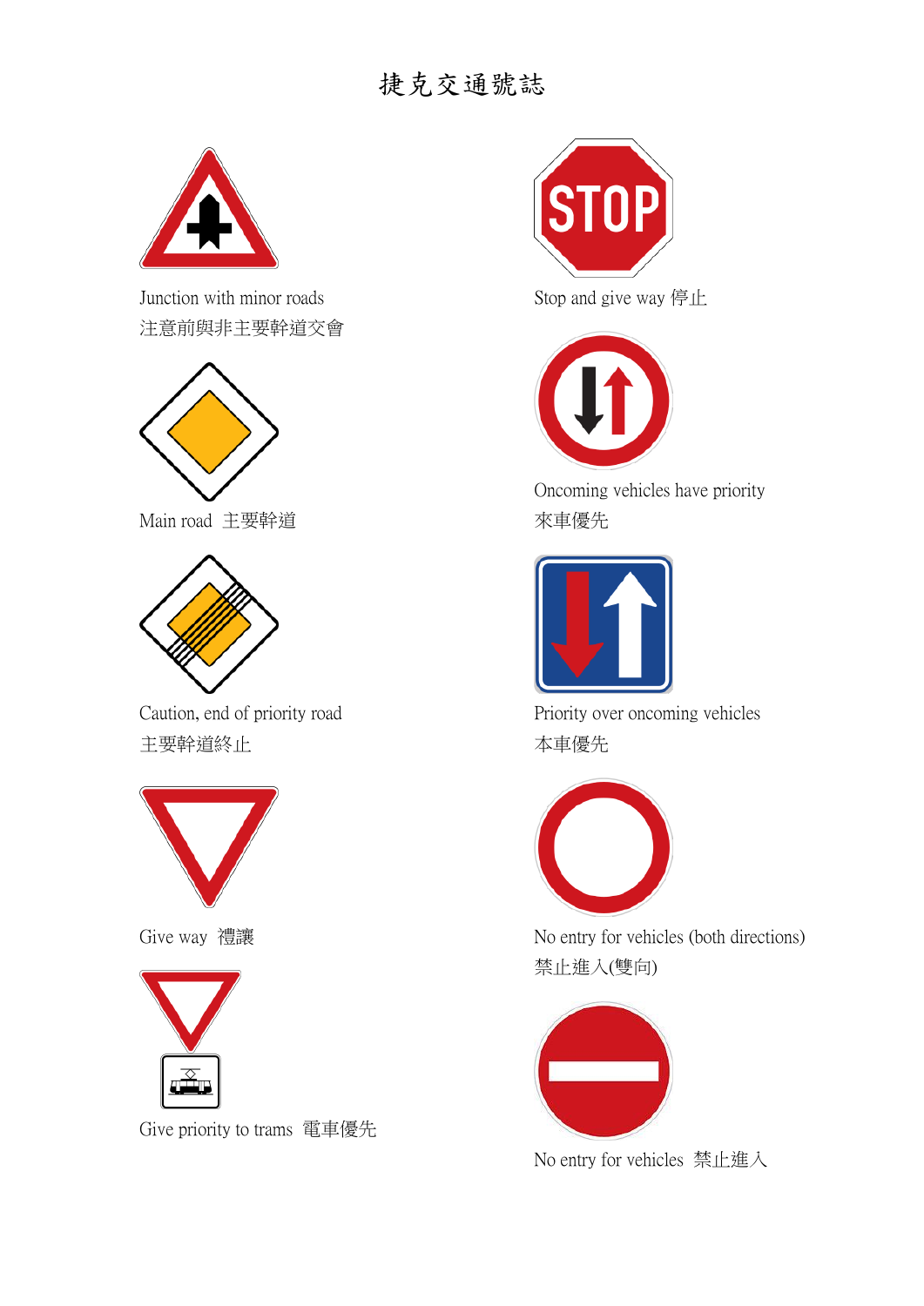# 捷克交通號誌

Junction with minor roads
注意前與非主要幹道交會

Main road 主要幹道

Caution, end of priority road
主要幹道終止

Give way 禮讓

Give priority to trams 電車優先

Stop and give way 停止

Oncoming vehicles have priority
來車優先

Priority over oncoming vehicles
本車優先

No entry for vehicles (both directions)
禁止進入(雙向)

No entry for vehicles 禁止進入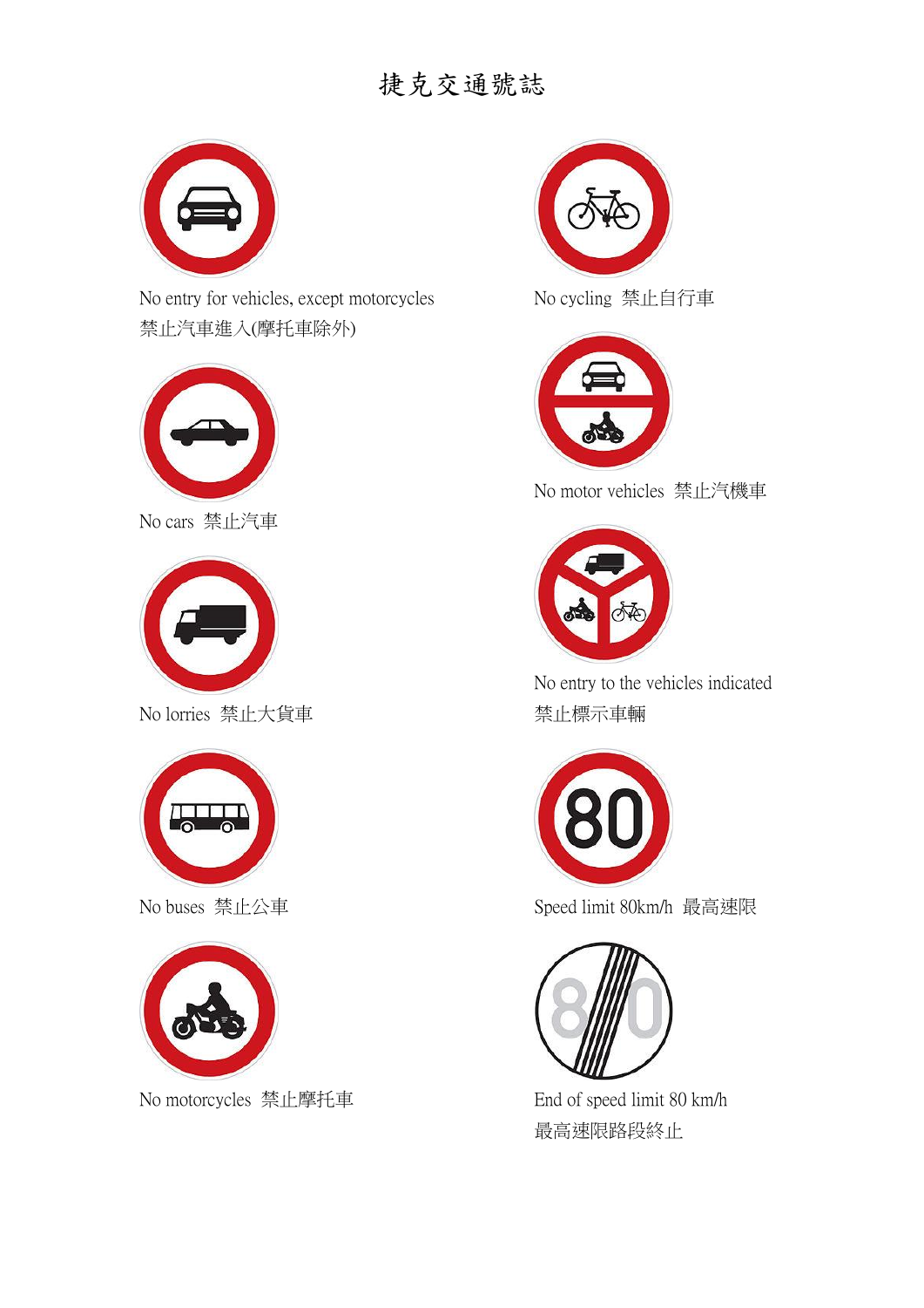# 捷克交通號誌

No entry for vehicles, except motorcycles
禁止汽車進入(摩托車除外)

No cars 禁止汽車

No lorries 禁止大貨車

No buses 禁止公車

No motorcycles 禁止摩托車

No cycling 禁止自行車

No motor vehicles 禁止汽機車

No entry to the vehicles indicated
禁止標示車輛

Speed limit 80km/h 最高速限

End of speed limit 80 km/h
最高速限路段終止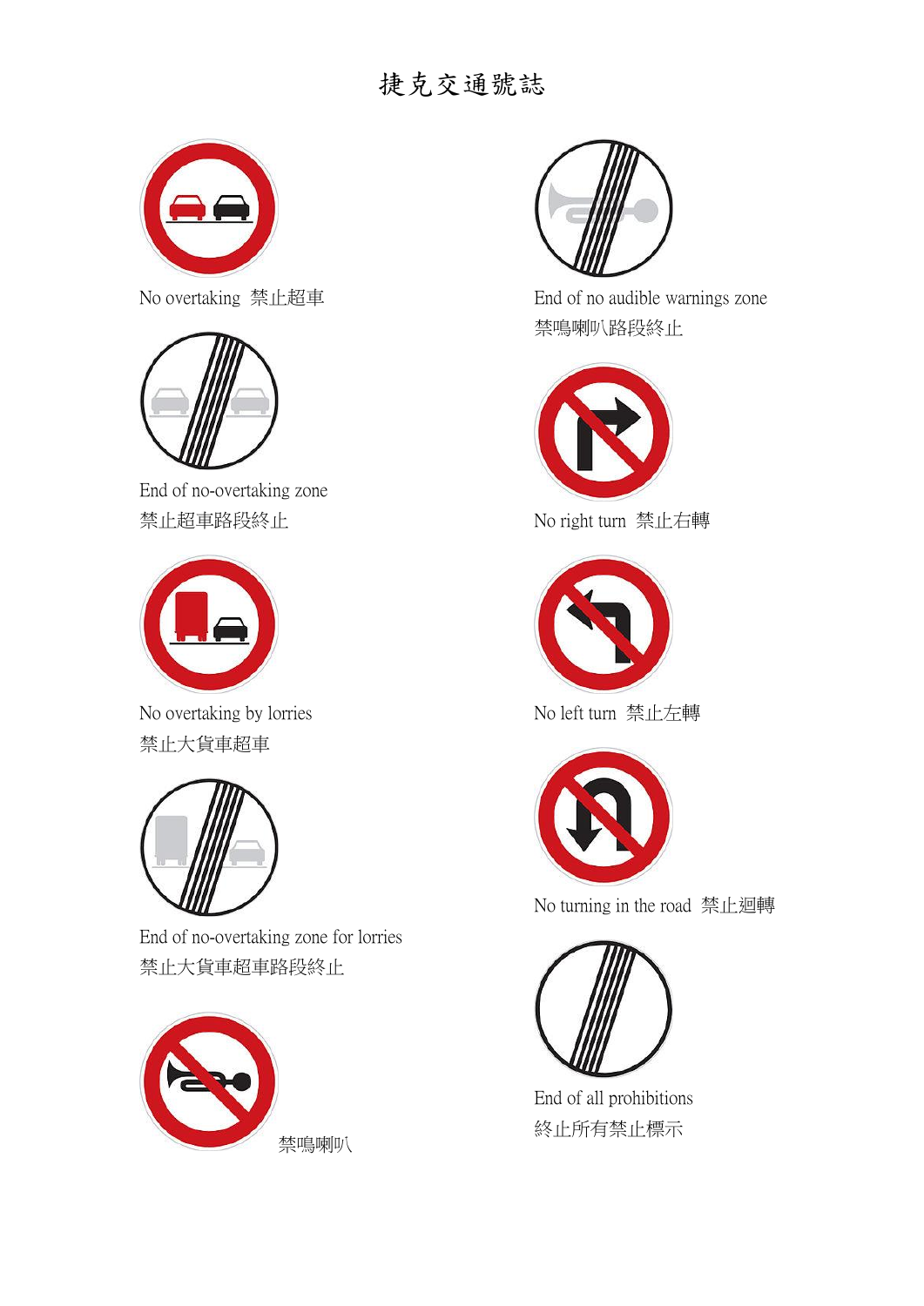# 捷克交通號誌

No overtaking 禁止超車

End of no-overtaking zone
禁止超車路段終止

No overtaking by lorries
禁止大貨車超車

End of no-overtaking zone for lorries
禁止大貨車超車路段終止

禁鳴喇叭

End of no audible warnings zone
禁鳴喇叭路段終止

No right turn 禁止右轉

No left turn 禁止左轉

No turning in the road 禁止迴轉

End of all prohibitions
終止所有禁止標示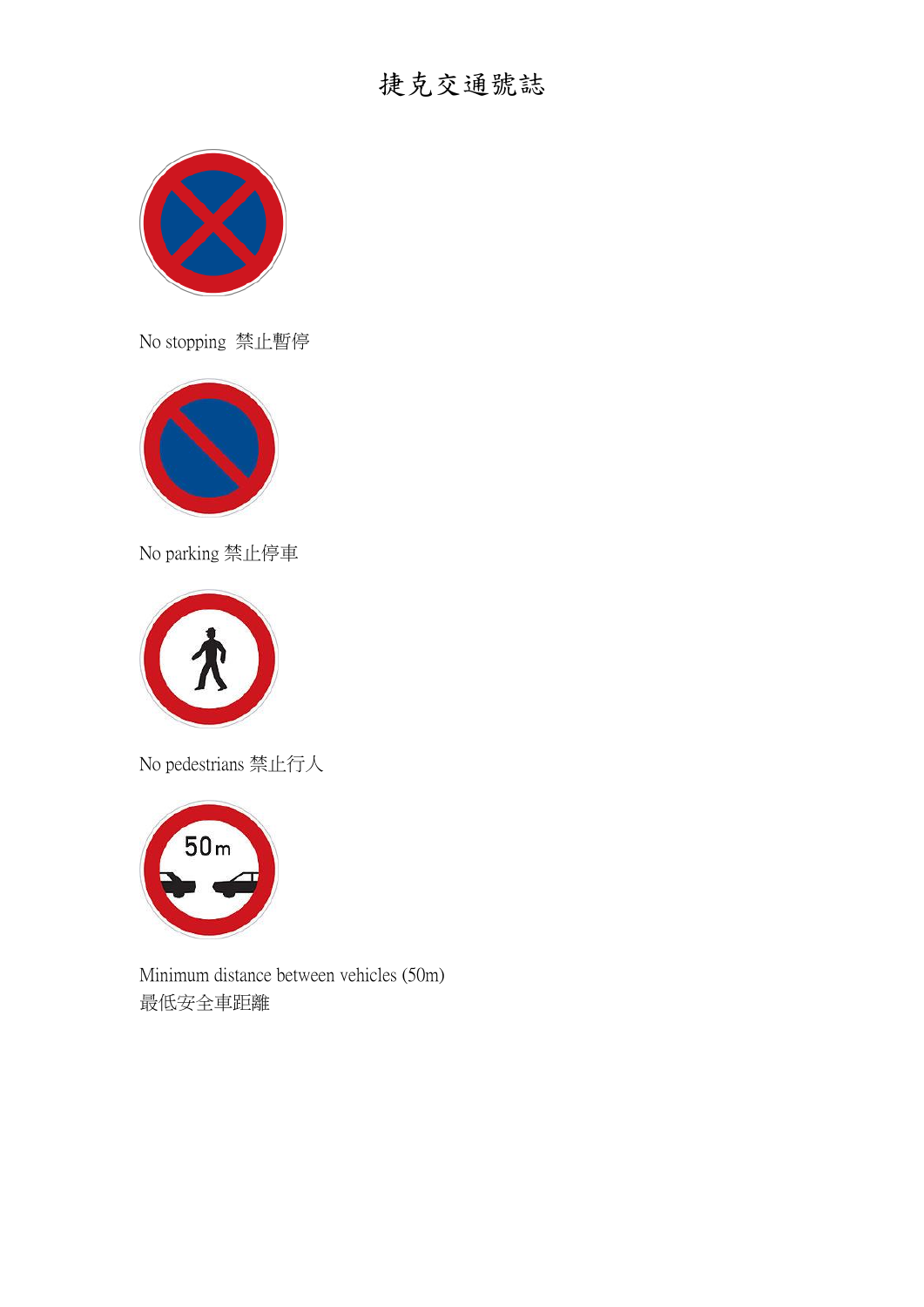# 捷克交通號誌

No stopping 禁止暫停

No parking 禁止停車

No pedestrians 禁止行人

Minimum distance between vehicles (50m)
最低安全車距離